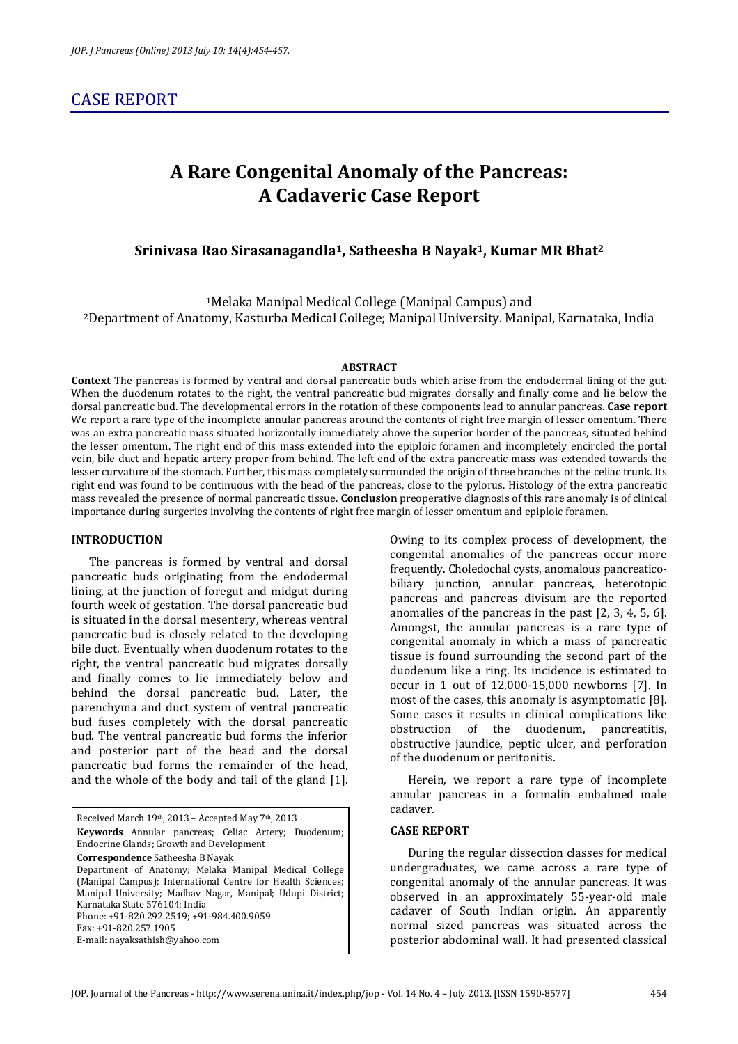## CASE REPORT

# A Rare Congenital Anomaly of the Pancreas: A Cadaveric Case Report

### Srinivasa Rao Sirasanagandla[1], Satheesha B Nayak[1], Kumar MR Bhat[2]

[1]Melaka Manipal Medical College (Manipal Campus) and
[2]Department of Anatomy, Kasturba Medical College; Manipal University. Manipal, Karnataka, India

#### ABSTRACT

**Context** The pancreas is formed by ventral and dorsal pancreatic buds which arise from the endodermal lining of the gut. When the duodenum rotates to the right, the ventral pancreatic bud migrates dorsally and finally come and lie below the dorsal pancreatic bud. The developmental errors in the rotation of these components lead to annular pancreas. **Case report** We report a rare type of the incomplete annular pancreas around the contents of right free margin of lesser omentum. There was an extra pancreatic mass situated horizontally immediately above the superior border of the pancreas, situated behind the lesser omentum. The right end of this mass extended into the epiploic foramen and incompletely encircled the portal vein, bile duct and hepatic artery proper from behind. The left end of the extra pancreatic mass was extended towards the lesser curvature of the stomach. Further, this mass completely surrounded the origin of three branches of the celiac trunk. Its right end was found to be continuous with the head of the pancreas, close to the pylorus. Histology of the extra pancreatic mass revealed the presence of normal pancreatic tissue. **Conclusion** preoperative diagnosis of this rare anomaly is of clinical importance during surgeries involving the contents of right free margin of lesser omentum and epiploic foramen.

#### INTRODUCTION

The pancreas is formed by ventral and dorsal pancreatic buds originating from the endodermal lining, at the junction of foregut and midgut during fourth week of gestation. The dorsal pancreatic bud is situated in the dorsal mesentery, whereas ventral pancreatic bud is closely related to the developing bile duct. Eventually when duodenum rotates to the right, the ventral pancreatic bud migrates dorsally and finally comes to lie immediately below and behind the dorsal pancreatic bud. Later, the parenchyma and duct system of ventral pancreatic bud fuses completely with the dorsal pancreatic bud. The ventral pancreatic bud forms the inferior and posterior part of the head and the dorsal pancreatic bud forms the remainder of the head, and the whole of the body and tail of the gland [1].

Received March 19th, 2013 – Accepted May 7th, 2013
**Keywords** Annular pancreas; Celiac Artery; Duodenum; Endocrine Glands; Growth and Development
**Correspondence** Satheesha B Nayak
Department of Anatomy; Melaka Manipal Medical College (Manipal Campus); International Centre for Health Sciences; Manipal University; Madhav Nagar, Manipal; Udupi District; Karnataka State 576104; India
Phone: +91-820.292.2519; +91-984.400.9059
Fax: +91-820.257.1905
E-mail: nayaksathish@yahoo.com

Owing to its complex process of development, the congenital anomalies of the pancreas occur more frequently. Choledochal cysts, anomalous pancreatico-biliary junction, annular pancreas, heterotopic pancreas and pancreas divisum are the reported anomalies of the pancreas in the past [2, 3, 4, 5, 6]. Amongst, the annular pancreas is a rare type of congenital anomaly in which a mass of pancreatic tissue is found surrounding the second part of the duodenum like a ring. Its incidence is estimated to occur in 1 out of 12,000-15,000 newborns [7]. In most of the cases, this anomaly is asymptomatic [8]. Some cases it results in clinical complications like obstruction of the duodenum, pancreatitis, obstructive jaundice, peptic ulcer, and perforation of the duodenum or peritonitis.

Herein, we report a rare type of incomplete annular pancreas in a formalin embalmed male cadaver.

#### CASE REPORT

During the regular dissection classes for medical undergraduates, we came across a rare type of congenital anomaly of the annular pancreas. It was observed in an approximately 55-year-old male cadaver of South Indian origin. An apparently normal sized pancreas was situated across the posterior abdominal wall. It had presented classical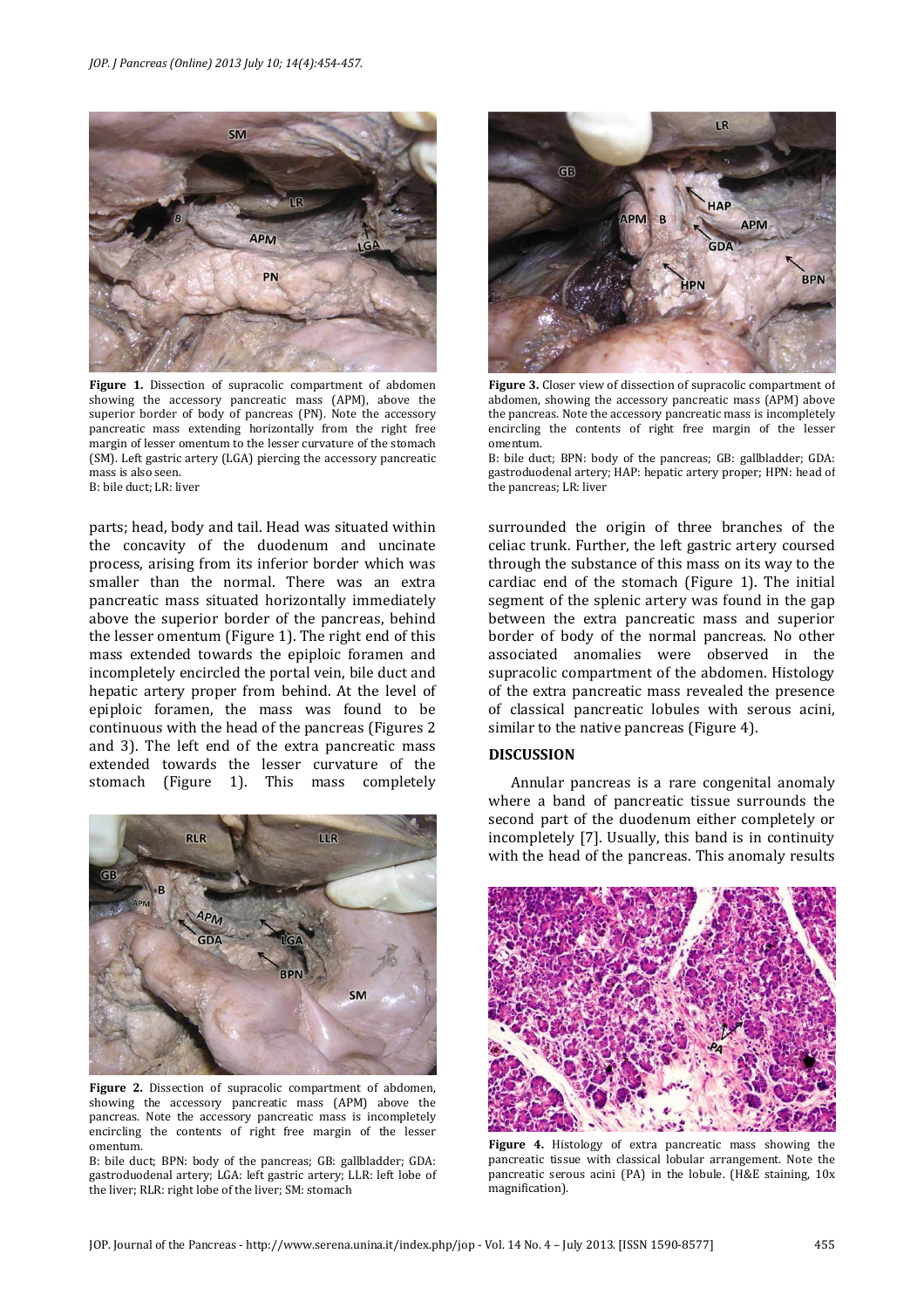**Figure 1.** Dissection of supracolic compartment of abdomen showing the accessory pancreatic mass (APM), above the superior border of body of pancreas (PN). Note the accessory pancreatic mass extending horizontally from the right free margin of lesser omentum to the lesser curvature of the stomach (SM). Left gastric artery (LGA) piercing the accessory pancreatic mass is also seen.
B: bile duct; LR: liver

parts; head, body and tail. Head was situated within the concavity of the duodenum and uncinate process, arising from its inferior border which was smaller than the normal. There was an extra pancreatic mass situated horizontally immediately above the superior border of the pancreas, behind the lesser omentum (Figure 1). The right end of this mass extended towards the epiploic foramen and incompletely encircled the portal vein, bile duct and hepatic artery proper from behind. At the level of epiploic foramen, the mass was found to be continuous with the head of the pancreas (Figures 2 and 3). The left end of the extra pancreatic mass extended towards the lesser curvature of the stomach (Figure 1). This mass completely surrounded the origin of three branches of the celiac trunk. Further, the left gastric artery coursed through the substance of this mass on its way to the cardiac end of the stomach (Figure 1). The initial segment of the splenic artery was found in the gap between the extra pancreatic mass and superior border of body of the normal pancreas. No other associated anomalies were observed in the supracolic compartment of the abdomen. Histology of the extra pancreatic mass revealed the presence of classical pancreatic lobules with serous acini, similar to the native pancreas (Figure 4).

**Figure 2.** Dissection of supracolic compartment of abdomen, showing the accessory pancreatic mass (APM) above the pancreas. Note the accessory pancreatic mass is incompletely encircling the contents of right free margin of the lesser omentum.
B: bile duct; BPN: body of the pancreas; GB: gallbladder; GDA: gastroduodenal artery; LGA: left gastric artery; LLR: left lobe of the liver; RLR: right lobe of the liver; SM: stomach

**Figure 3.** Closer view of dissection of supracolic compartment of abdomen, showing the accessory pancreatic mass (APM) above the pancreas. Note the accessory pancreatic mass is incompletely encircling the contents of right free margin of the lesser omentum.
B: bile duct; BPN: body of the pancreas; GB: gallbladder; GDA: gastroduodenal artery; HAP: hepatic artery proper; HPN: head of the pancreas; LR: liver

## DISCUSSION

Annular pancreas is a rare congenital anomaly where a band of pancreatic tissue surrounds the second part of the duodenum either completely or incompletely [7]. Usually, this band is in continuity with the head of the pancreas. This anomaly results

**Figure 4.** Histology of extra pancreatic mass showing the pancreatic tissue with classical lobular arrangement. Note the pancreatic serous acini (PA) in the lobule. (H&E staining, 10x magnification).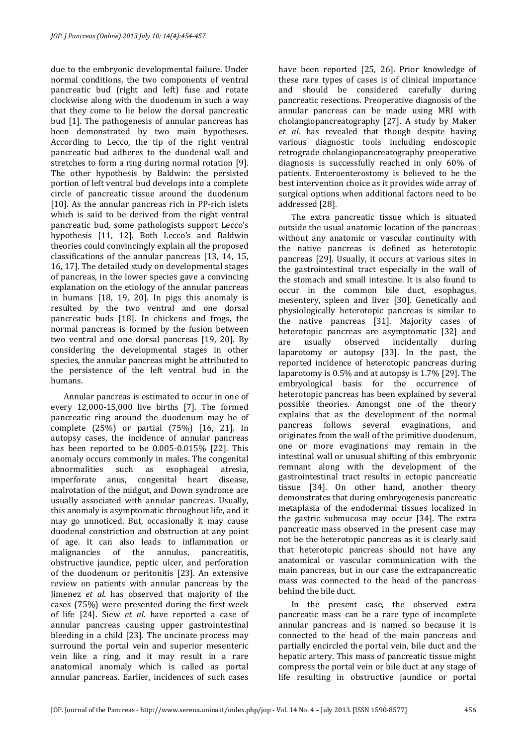due to the embryonic developmental failure. Under normal conditions, the two components of ventral pancreatic bud (right and left) fuse and rotate clockwise along with the duodenum in such a way that they come to lie below the dorsal pancreatic bud [1]. The pathogenesis of annular pancreas has been demonstrated by two main hypotheses. According to Lecco, the tip of the right ventral pancreatic bud adheres to the duodenal wall and stretches to form a ring during normal rotation [9]. The other hypothesis by Baldwin: the persisted portion of left ventral bud develops into a complete circle of pancreatic tissue around the duodenum [10]. As the annular pancreas rich in PP-rich islets which is said to be derived from the right ventral pancreatic bud, some pathologists support Lecco's hypothesis [11, 12]. Both Lecco's and Baldwin theories could convincingly explain all the proposed classifications of the annular pancreas [13, 14, 15, 16, 17]. The detailed study on developmental stages of pancreas, in the lower species gave a convincing explanation on the etiology of the annular pancreas in humans [18, 19, 20]. In pigs this anomaly is resulted by the two ventral and one dorsal pancreatic buds [18]. In chickens and frogs, the normal pancreas is formed by the fusion between two ventral and one dorsal pancreas [19, 20]. By considering the developmental stages in other species, the annular pancreas might be attributed to the persistence of the left ventral bud in the humans.

Annular pancreas is estimated to occur in one of every 12,000-15,000 live births [7]. The formed pancreatic ring around the duodenum may be of complete (25%) or partial (75%) [16, 21]. In autopsy cases, the incidence of annular pancreas has been reported to be 0.005-0.015% [22]. This anomaly occurs commonly in males. The congenital abnormalities such as esophageal atresia, imperforate anus, congenital heart disease, malrotation of the midgut, and Down syndrome are usually associated with annular pancreas. Usually, this anomaly is asymptomatic throughout life, and it may go unnoticed. But, occasionally it may cause duodenal constriction and obstruction at any point of age. It can also leads to inflammation or malignancies of the annulus, pancreatitis, obstructive jaundice, peptic ulcer, and perforation of the duodenum or peritonitis [23]. An extensive review on patients with annular pancreas by the Jimenez *et al.* has observed that majority of the cases (75%) were presented during the first week of life [24]. Siew *et al.* have reported a case of annular pancreas causing upper gastrointestinal bleeding in a child [23]. The uncinate process may surround the portal vein and superior mesenteric vein like a ring, and it may result in a rare anatomical anomaly which is called as portal annular pancreas. Earlier, incidences of such cases have been reported [25, 26]. Prior knowledge of these rare types of cases is of clinical importance and should be considered carefully during pancreatic resections. Preoperative diagnosis of the annular pancreas can be made using MRI with cholangiopancreatography [27]. A study by Maker *et al.* has revealed that though despite having various diagnostic tools including endoscopic retrograde cholangiopancreatography preoperative diagnosis is successfully reached in only 60% of patients. Enteroenterostomy is believed to be the best intervention choice as it provides wide array of surgical options when additional factors need to be addressed [28].

The extra pancreatic tissue which is situated outside the usual anatomic location of the pancreas without any anatomic or vascular continuity with the native pancreas is defined as heterotopic pancreas [29]. Usually, it occurs at various sites in the gastrointestinal tract especially in the wall of the stomach and small intestine. It is also found to occur in the common bile duct, esophagus, mesentery, spleen and liver [30]. Genetically and physiologically heterotopic pancreas is similar to the native pancreas [31]. Majority cases of heterotopic pancreas are asymptomatic [32] and are usually observed incidentally during laparotomy or autopsy [33]. In the past, the reported incidence of heterotopic pancreas during laparotomy is 0.5% and at autopsy is 1.7% [29]. The embryological basis for the occurrence of heterotopic pancreas has been explained by several possible theories. Amongst one of the theory explains that as the development of the normal pancreas follows several evaginations, and originates from the wall of the primitive duodenum, one or more evaginations may remain in the intestinal wall or unusual shifting of this embryonic remnant along with the development of the gastrointestinal tract results in ectopic pancreatic tissue [34]. On other hand, another theory demonstrates that during embryogenesis pancreatic metaplasia of the endodermal tissues localized in the gastric submucosa may occur [34]. The extra pancreatic mass observed in the present case may not be the heterotopic pancreas as it is clearly said that heterotopic pancreas should not have any anatomical or vascular communication with the main pancreas, but in our case the extrapancreatic mass was connected to the head of the pancreas behind the bile duct.

In the present case, the observed extra pancreatic mass can be a rare type of incomplete annular pancreas and is named so because it is connected to the head of the main pancreas and partially encircled the portal vein, bile duct and the hepatic artery. This mass of pancreatic tissue might compress the portal vein or bile duct at any stage of life resulting in obstructive jaundice or portal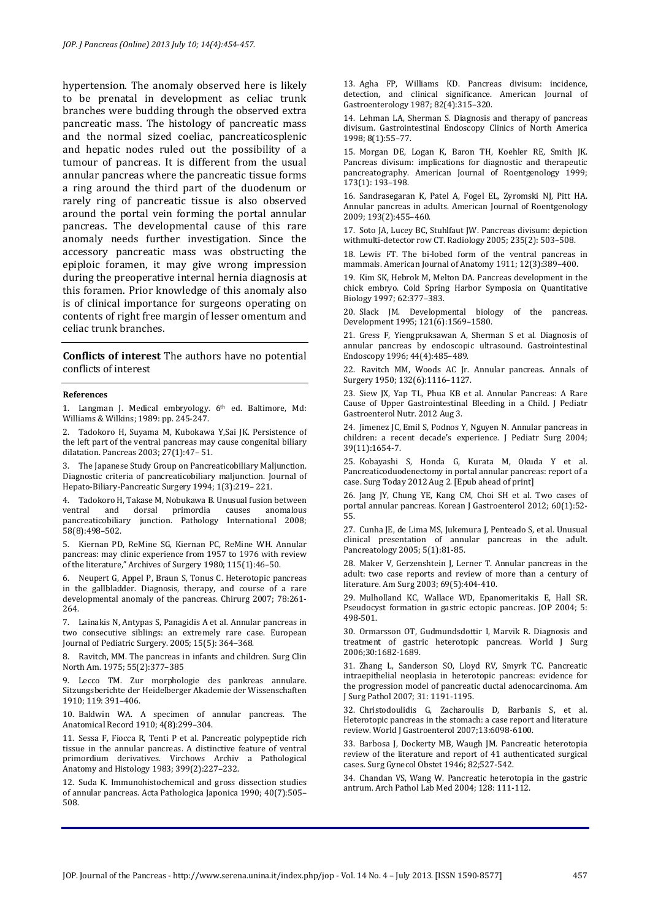hypertension. The anomaly observed here is likely to be prenatal in development as celiac trunk branches were budding through the observed extra pancreatic mass. The histology of pancreatic mass and the normal sized coeliac, pancreaticosplenic and hepatic nodes ruled out the possibility of a tumour of pancreas. It is different from the usual annular pancreas where the pancreatic tissue forms a ring around the third part of the duodenum or rarely ring of pancreatic tissue is also observed around the portal vein forming the portal annular pancreas. The developmental cause of this rare anomaly needs further investigation. Since the accessory pancreatic mass was obstructing the epiploic foramen, it may give wrong impression during the preoperative internal hernia diagnosis at this foramen. Prior knowledge of this anomaly also is of clinical importance for surgeons operating on contents of right free margin of lesser omentum and celiac trunk branches.

**Conflicts of interest** The authors have no potential conflicts of interest

#### References

1. Langman J. Medical embryology. 6th ed. Baltimore, Md: Williams & Wilkins; 1989: pp. 245-247.

2. Tadokoro H, Suyama M, Kubokawa Y,Sai JK. Persistence of the left part of the ventral pancreas may cause congenital biliary dilatation. Pancreas 2003; 27(1):47– 51.

3. The Japanese Study Group on Pancreaticobiliary Maljunction. Diagnostic criteria of pancreaticobiliary maljunction. Journal of Hepato-Biliary-Pancreatic Surgery 1994; 1(3):219– 221.

4. Tadokoro H, Takase M, Nobukawa B. Unusual fusion between ventral and dorsal primordia causes anomalous pancreaticobiliary junction. Pathology International 2008; 58(8):498–502.

5. Kiernan PD, ReMine SG, Kiernan PC, ReMine WH. Annular pancreas: may clinic experience from 1957 to 1976 with review of the literature," Archives of Surgery 1980; 115(1):46–50.

6. Neupert G, Appel P, Braun S, Tonus C. Heterotopic pancreas in the gallbladder. Diagnosis, therapy, and course of a rare developmental anomaly of the pancreas. Chirurg 2007; 78:261-264.

7. Lainakis N, Antypas S, Panagidis A et al. Annular pancreas in two consecutive siblings: an extremely rare case. European Journal of Pediatric Surgery. 2005; 15(5): 364–368.

8. Ravitch, MM. The pancreas in infants and children. Surg Clin North Am. 1975; 55(2):377–385

9. Lecco TM. Zur morphologie des pankreas annulare. Sitzungsberichte der Heidelberger Akademie der Wissenschaften 1910; 119: 391–406.

10. Baldwin WA. A specimen of annular pancreas. The Anatomical Record 1910; 4(8):299–304.

11. Sessa F, Fiocca R, Tenti P et al. Pancreatic polypeptide rich tissue in the annular pancreas. A distinctive feature of ventral primordium derivatives. Virchows Archiv a Pathological Anatomy and Histology 1983; 399(2):227–232.

12. Suda K. Immunohistochemical and gross dissection studies of annular pancreas. Acta Pathologica Japonica 1990; 40(7):505–508.

13. Agha FP, Williams KD. Pancreas divisum: incidence, detection, and clinical significance. American Journal of Gastroenterology 1987; 82(4):315–320.

14. Lehman LA, Sherman S. Diagnosis and therapy of pancreas divisum. Gastrointestinal Endoscopy Clinics of North America 1998; 8(1):55–77.

15. Morgan DE, Logan K, Baron TH, Koehler RE, Smith JK. Pancreas divisum: implications for diagnostic and therapeutic pancreatography. American Journal of Roentgenology 1999; 173(1): 193–198.

16. Sandrasegaran K, Patel A, Fogel EL, Zyromski NJ, Pitt HA. Annular pancreas in adults. American Journal of Roentgenology 2009; 193(2):455–460.

17. Soto JA, Lucey BC, Stuhlfaut JW. Pancreas divisum: depiction withmulti-detector row CT. Radiology 2005; 235(2): 503–508.

18. Lewis FT. The bi-lobed form of the ventral pancreas in mammals. American Journal of Anatomy 1911; 12(3):389–400.

19. Kim SK, Hebrok M, Melton DA. Pancreas development in the chick embryo. Cold Spring Harbor Symposia on Quantitative Biology 1997; 62:377–383.

20. Slack JM. Developmental biology of the pancreas. Development 1995; 121(6):1569–1580.

21. Gress F, Yiengpruksawan A, Sherman S et al. Diagnosis of annular pancreas by endoscopic ultrasound. Gastrointestinal Endoscopy 1996; 44(4):485–489.

22. Ravitch MM, Woods AC Jr. Annular pancreas. Annals of Surgery 1950; 132(6):1116–1127.

23. Siew JX, Yap TL, Phua KB et al. Annular Pancreas: A Rare Cause of Upper Gastrointestinal Bleeding in a Child. J Pediatr Gastroenterol Nutr. 2012 Aug 3.

24. Jimenez JC, Emil S, Podnos Y, Nguyen N. Annular pancreas in children: a recent decade's experience. J Pediatr Surg 2004; 39(11):1654-7.

25. Kobayashi S, Honda G, Kurata M, Okuda Y et al. Pancreaticoduodenectomy in portal annular pancreas: report of a case. Surg Today 2012 Aug 2. [Epub ahead of print]

26. Jang JY, Chung YE, Kang CM, Choi SH et al. Two cases of portal annular pancreas. Korean J Gastroenterol 2012; 60(1):52-55.

27. Cunha JE, de Lima MS, Jukemura J, Penteado S, et al. Unusual clinical presentation of annular pancreas in the adult. Pancreatology 2005; 5(1):81-85.

28. Maker V, Gerzenshtein J, Lerner T. Annular pancreas in the adult: two case reports and review of more than a century of literature. Am Surg 2003; 69(5):404-410.

29. Mulholland KC, Wallace WD, Epanomeritakis E, Hall SR. Pseudocyst formation in gastric ectopic pancreas. JOP 2004; 5: 498-501.

30. Ormarsson OT, Gudmundsdottir I, Marvik R. Diagnosis and treatment of gastric heterotopic pancreas. World J Surg 2006;30:1682-1689.

31. Zhang L, Sanderson SO, Lloyd RV, Smyrk TC. Pancreatic intraepithelial neoplasia in heterotopic pancreas: evidence for the progression model of pancreatic ductal adenocarcinoma. Am J Surg Pathol 2007; 31: 1191-1195.

32. Christodoulidis G, Zacharoulis D, Barbanis S, et al. Heterotopic pancreas in the stomach: a case report and literature review. World J Gastroenterol 2007;13:6098-6100.

33. Barbosa J, Dockerty MB, Waugh JM. Pancreatic heterotopia review of the literature and report of 41 authenticated surgical cases. Surg Gynecol Obstet 1946; 82;527-542.

34. Chandan VS, Wang W. Pancreatic heterotopia in the gastric antrum. Arch Pathol Lab Med 2004; 128: 111-112.